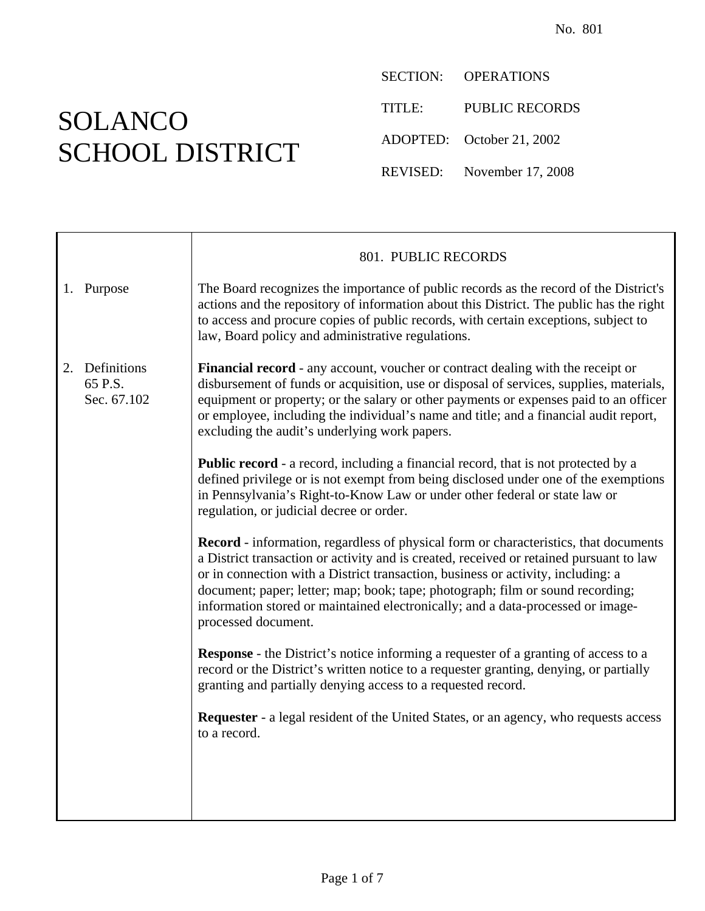No. 801

# SOLANCO SCHOOL DISTRICT

SECTION: OPERATIONS

TITLE: PUBLIC RECORDS

ADOPTED: October 21, 2002

REVISED: November 17, 2008

## 801. PUBLIC RECORDS

**1. Purpose**

The Board recognizes the importance of public records as the record of the District's actions and the repository of information about this District. The public has the right to access and procure copies of public records, with certain exceptions, subject to law, Board policy and administrative regulations.

**2. Definitions**
65 P.S.
Sec. 67.102

**Financial record** - any account, voucher or contract dealing with the receipt or disbursement of funds or acquisition, use or disposal of services, supplies, materials, equipment or property; or the salary or other payments or expenses paid to an officer or employee, including the individual's name and title; and a financial audit report, excluding the audit's underlying work papers.

**Public record** - a record, including a financial record, that is not protected by a defined privilege or is not exempt from being disclosed under one of the exemptions in Pennsylvania's Right-to-Know Law or under other federal or state law or regulation, or judicial decree or order.

**Record** - information, regardless of physical form or characteristics, that documents a District transaction or activity and is created, received or retained pursuant to law or in connection with a District transaction, business or activity, including: a document; paper; letter; map; book; tape; photograph; film or sound recording; information stored or maintained electronically; and a data-processed or image-processed document.

**Response** - the District's notice informing a requester of a granting of access to a record or the District's written notice to a requester granting, denying, or partially granting and partially denying access to a requested record.

**Requester** - a legal resident of the United States, or an agency, who requests access to a record.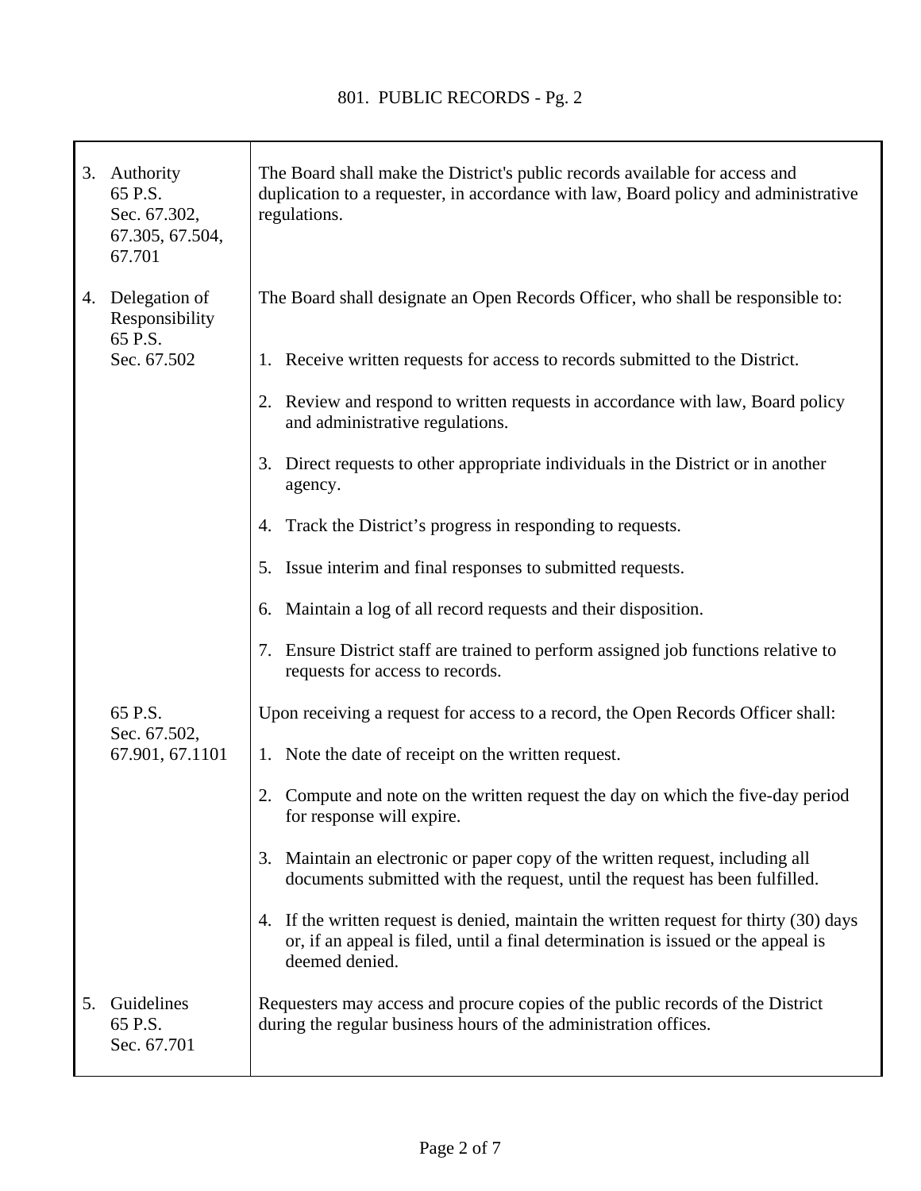| | |
|---|---|
| 3. Authority<br>65 P.S.<br>Sec. 67.302,<br>67.305, 67.504,<br>67.701 | The Board shall make the District's public records available for access and duplication to a requester, in accordance with law, Board policy and administrative regulations. |
| 4. Delegation of Responsibility<br>65 P.S.<br>Sec. 67.502 | The Board shall designate an Open Records Officer, who shall be responsible to:<br><br>1. Receive written requests for access to records submitted to the District.<br><br>2. Review and respond to written requests in accordance with law, Board policy and administrative regulations.<br><br>3. Direct requests to other appropriate individuals in the District or in another agency.<br><br>4. Track the District's progress in responding to requests.<br><br>5. Issue interim and final responses to submitted requests.<br><br>6. Maintain a log of all record requests and their disposition.<br><br>7. Ensure District staff are trained to perform assigned job functions relative to requests for access to records. |
| 65 P.S.<br>Sec. 67.502,<br>67.901, 67.1101 | Upon receiving a request for access to a record, the Open Records Officer shall:<br><br>1. Note the date of receipt on the written request.<br><br>2. Compute and note on the written request the day on which the five-day period for response will expire.<br><br>3. Maintain an electronic or paper copy of the written request, including all documents submitted with the request, until the request has been fulfilled.<br><br>4. If the written request is denied, maintain the written request for thirty (30) days or, if an appeal is filed, until a final determination is issued or the appeal is deemed denied. |
| 5. Guidelines<br>65 P.S.<br>Sec. 67.701 | Requesters may access and procure copies of the public records of the District during the regular business hours of the administration offices. |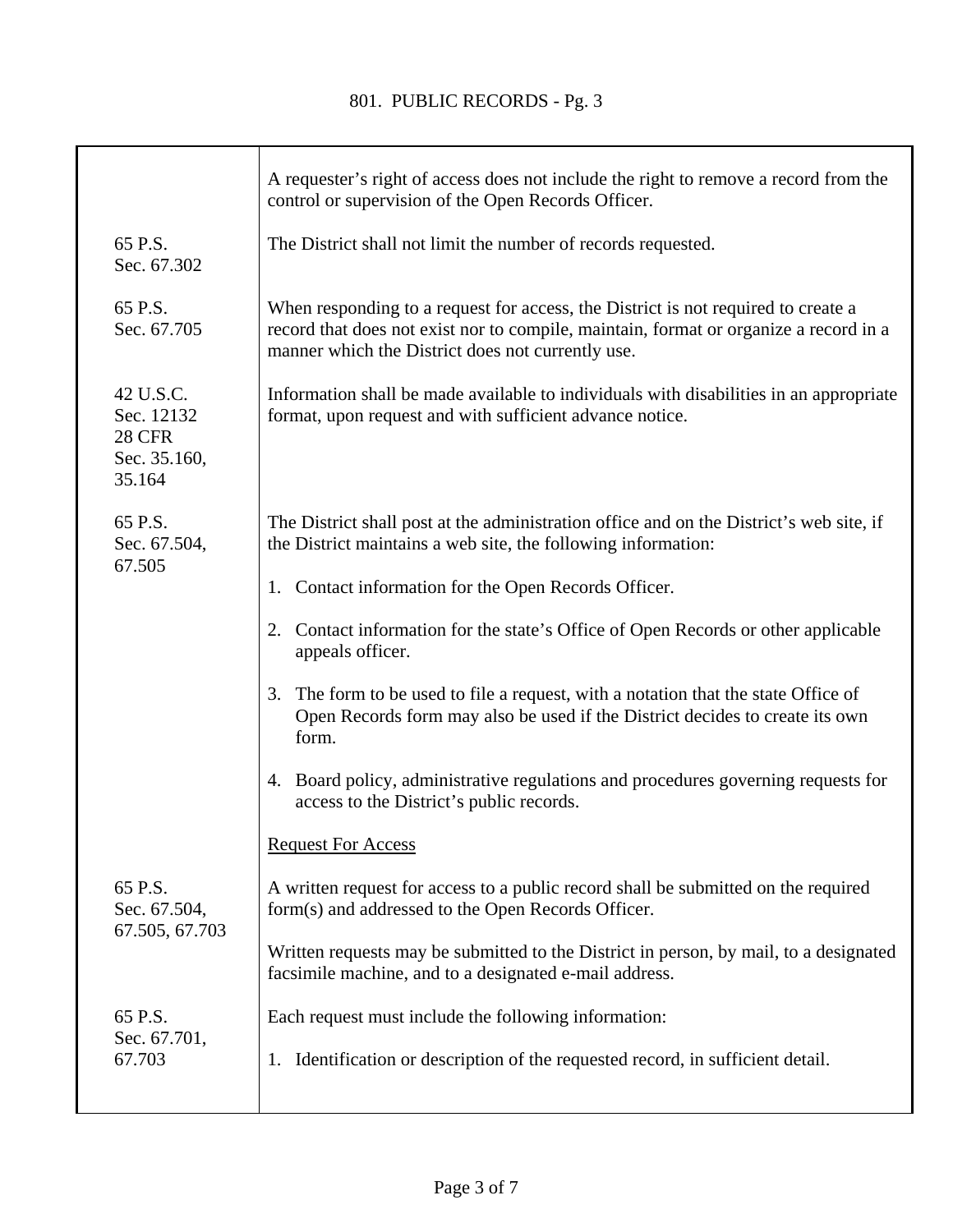| | |
|---|---|
| | A requester's right of access does not include the right to remove a record from the control or supervision of the Open Records Officer. |
| 65 P.S. Sec. 67.302 | The District shall not limit the number of records requested. |
| 65 P.S. Sec. 67.705 | When responding to a request for access, the District is not required to create a record that does not exist nor to compile, maintain, format or organize a record in a manner which the District does not currently use. |
| 42 U.S.C. Sec. 12132 28 CFR Sec. 35.160, 35.164 | Information shall be made available to individuals with disabilities in an appropriate format, upon request and with sufficient advance notice. |
| 65 P.S. Sec. 67.504, 67.505 | The District shall post at the administration office and on the District's web site, if the District maintains a web site, the following information:<br><br>1. Contact information for the Open Records Officer.<br><br>2. Contact information for the state's Office of Open Records or other applicable appeals officer.<br><br>3. The form to be used to file a request, with a notation that the state Office of Open Records form may also be used if the District decides to create its own form.<br><br>4. Board policy, administrative regulations and procedures governing requests for access to the District's public records. |
| | <u>Request For Access</u> |
| 65 P.S. Sec. 67.504, 67.505, 67.703 | A written request for access to a public record shall be submitted on the required form(s) and addressed to the Open Records Officer.<br><br>Written requests may be submitted to the District in person, by mail, to a designated facsimile machine, and to a designated e-mail address. |
| 65 P.S. Sec. 67.701, 67.703 | Each request must include the following information:<br><br>1. Identification or description of the requested record, in sufficient detail. |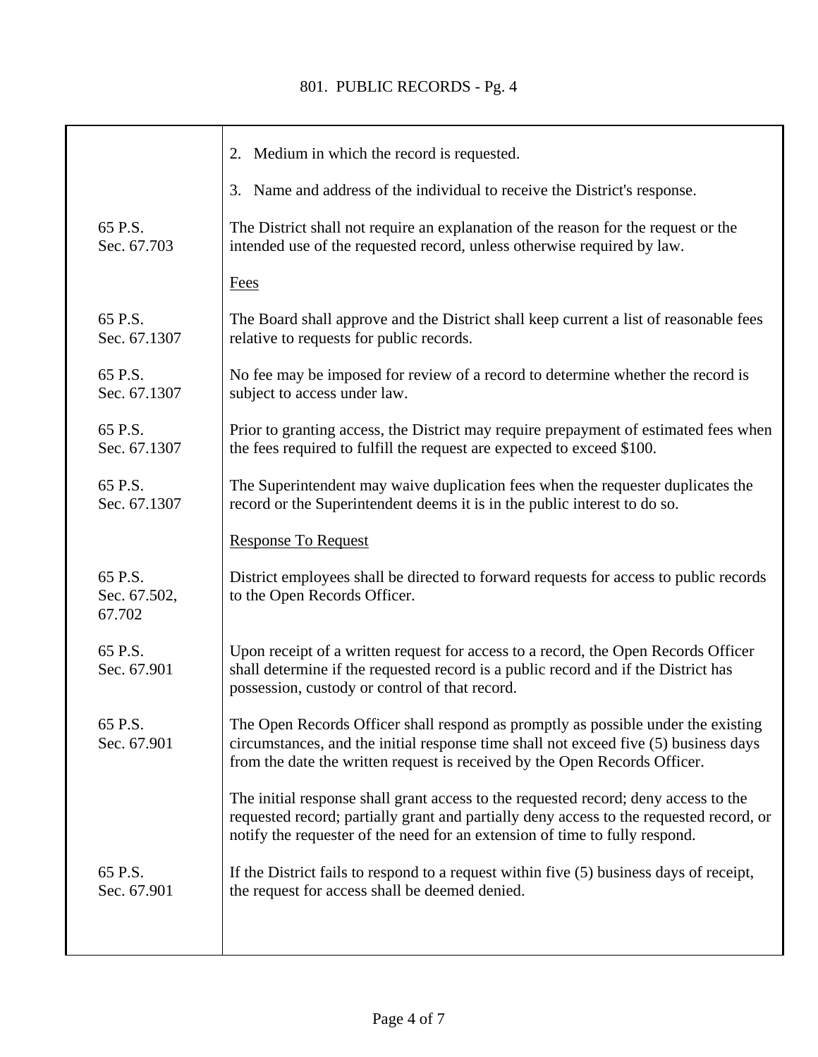| | |
|---|---|
| | 2. Medium in which the record is requested. |
| | 3. Name and address of the individual to receive the District's response. |
| 65 P.S. Sec. 67.703 | The District shall not require an explanation of the reason for the request or the intended use of the requested record, unless otherwise required by law. |
| | <u>Fees</u> |
| 65 P.S. Sec. 67.1307 | The Board shall approve and the District shall keep current a list of reasonable fees relative to requests for public records. |
| 65 P.S. Sec. 67.1307 | No fee may be imposed for review of a record to determine whether the record is subject to access under law. |
| 65 P.S. Sec. 67.1307 | Prior to granting access, the District may require prepayment of estimated fees when the fees required to fulfill the request are expected to exceed $100. |
| 65 P.S. Sec. 67.1307 | The Superintendent may waive duplication fees when the requester duplicates the record or the Superintendent deems it is in the public interest to do so. |
| | <u>Response To Request</u> |
| 65 P.S. Sec. 67.502, 67.702 | District employees shall be directed to forward requests for access to public records to the Open Records Officer. |
| 65 P.S. Sec. 67.901 | Upon receipt of a written request for access to a record, the Open Records Officer shall determine if the requested record is a public record and if the District has possession, custody or control of that record. |
| 65 P.S. Sec. 67.901 | The Open Records Officer shall respond as promptly as possible under the existing circumstances, and the initial response time shall not exceed five (5) business days from the date the written request is received by the Open Records Officer. |
| | The initial response shall grant access to the requested record; deny access to the requested record; partially grant and partially deny access to the requested record, or notify the requester of the need for an extension of time to fully respond. |
| 65 P.S. Sec. 67.901 | If the District fails to respond to a request within five (5) business days of receipt, the request for access shall be deemed denied. |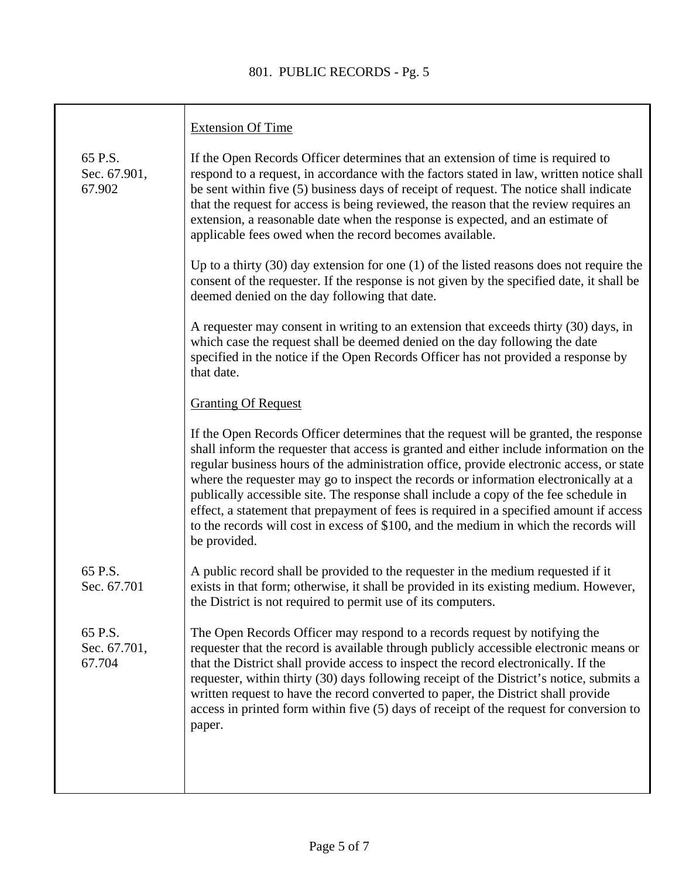### Extension Of Time

65 P.S. Sec. 67.901, 67.902

If the Open Records Officer determines that an extension of time is required to respond to a request, in accordance with the factors stated in law, written notice shall be sent within five (5) business days of receipt of request. The notice shall indicate that the request for access is being reviewed, the reason that the review requires an extension, a reasonable date when the response is expected, and an estimate of applicable fees owed when the record becomes available.

Up to a thirty (30) day extension for one (1) of the listed reasons does not require the consent of the requester. If the response is not given by the specified date, it shall be deemed denied on the day following that date.

A requester may consent in writing to an extension that exceeds thirty (30) days, in which case the request shall be deemed denied on the day following the date specified in the notice if the Open Records Officer has not provided a response by that date.

### Granting Of Request

If the Open Records Officer determines that the request will be granted, the response shall inform the requester that access is granted and either include information on the regular business hours of the administration office, provide electronic access, or state where the requester may go to inspect the records or information electronically at a publically accessible site. The response shall include a copy of the fee schedule in effect, a statement that prepayment of fees is required in a specified amount if access to the records will cost in excess of $100, and the medium in which the records will be provided.

65 P.S. Sec. 67.701

A public record shall be provided to the requester in the medium requested if it exists in that form; otherwise, it shall be provided in its existing medium. However, the District is not required to permit use of its computers.

65 P.S. Sec. 67.701, 67.704

The Open Records Officer may respond to a records request by notifying the requester that the record is available through publicly accessible electronic means or that the District shall provide access to inspect the record electronically. If the requester, within thirty (30) days following receipt of the District's notice, submits a written request to have the record converted to paper, the District shall provide access in printed form within five (5) days of receipt of the request for conversion to paper.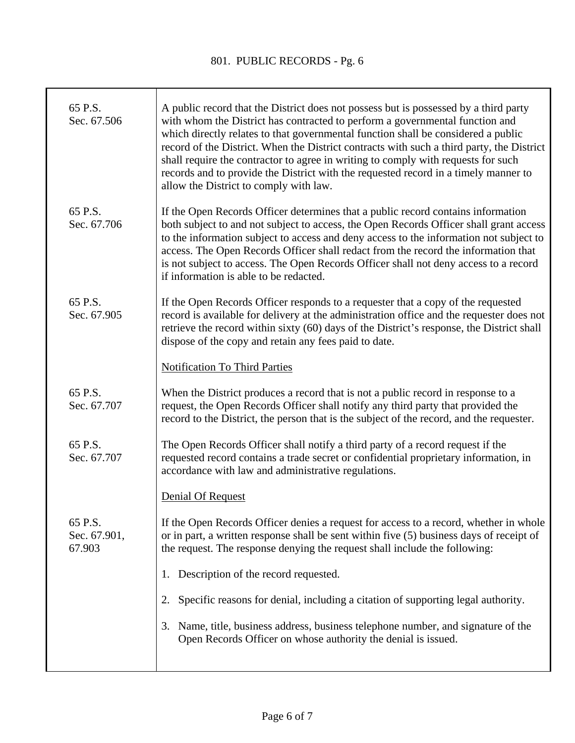| | |
|---|---|
| 65 P.S. Sec. 67.506 | A public record that the District does not possess but is possessed by a third party with whom the District has contracted to perform a governmental function and which directly relates to that governmental function shall be considered a public record of the District. When the District contracts with such a third party, the District shall require the contractor to agree in writing to comply with requests for such records and to provide the District with the requested record in a timely manner to allow the District to comply with law. |
| 65 P.S. Sec. 67.706 | If the Open Records Officer determines that a public record contains information both subject to and not subject to access, the Open Records Officer shall grant access to the information subject to access and deny access to the information not subject to access. The Open Records Officer shall redact from the record the information that is not subject to access. The Open Records Officer shall not deny access to a record if information is able to be redacted. |
| 65 P.S. Sec. 67.905 | If the Open Records Officer responds to a requester that a copy of the requested record is available for delivery at the administration office and the requester does not retrieve the record within sixty (60) days of the District's response, the District shall dispose of the copy and retain any fees paid to date. |
| | <u>Notification To Third Parties</u> |
| 65 P.S. Sec. 67.707 | When the District produces a record that is not a public record in response to a request, the Open Records Officer shall notify any third party that provided the record to the District, the person that is the subject of the record, and the requester. |
| 65 P.S. Sec. 67.707 | The Open Records Officer shall notify a third party of a record request if the requested record contains a trade secret or confidential proprietary information, in accordance with law and administrative regulations. |
| | <u>Denial Of Request</u> |
| 65 P.S. Sec. 67.901, 67.903 | If the Open Records Officer denies a request for access to a record, whether in whole or in part, a written response shall be sent within five (5) business days of receipt of the request. The response denying the request shall include the following:<br><br>1. Description of the record requested.<br><br>2. Specific reasons for denial, including a citation of supporting legal authority.<br><br>3. Name, title, business address, business telephone number, and signature of the Open Records Officer on whose authority the denial is issued. |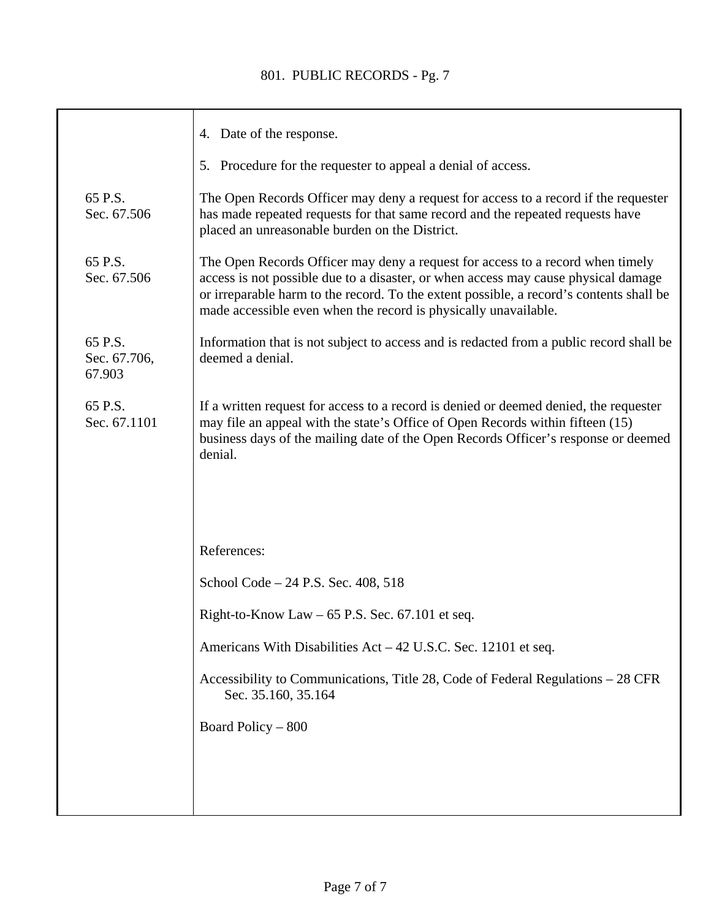| | |
|---|---|
| | 4. Date of the response. |
| | 5. Procedure for the requester to appeal a denial of access. |
| 65 P.S. Sec. 67.506 | The Open Records Officer may deny a request for access to a record if the requester has made repeated requests for that same record and the repeated requests have placed an unreasonable burden on the District. |
| 65 P.S. Sec. 67.506 | The Open Records Officer may deny a request for access to a record when timely access is not possible due to a disaster, or when access may cause physical damage or irreparable harm to the record. To the extent possible, a record's contents shall be made accessible even when the record is physically unavailable. |
| 65 P.S. Sec. 67.706, 67.903 | Information that is not subject to access and is redacted from a public record shall be deemed a denial. |
| 65 P.S. Sec. 67.1101 | If a written request for access to a record is denied or deemed denied, the requester may file an appeal with the state's Office of Open Records within fifteen (15) business days of the mailing date of the Open Records Officer's response or deemed denial. |

References:

School Code – 24 P.S. Sec. 408, 518

Right-to-Know Law – 65 P.S. Sec. 67.101 et seq.

Americans With Disabilities Act – 42 U.S.C. Sec. 12101 et seq.

Accessibility to Communications, Title 28, Code of Federal Regulations – 28 CFR Sec. 35.160, 35.164

Board Policy – 800